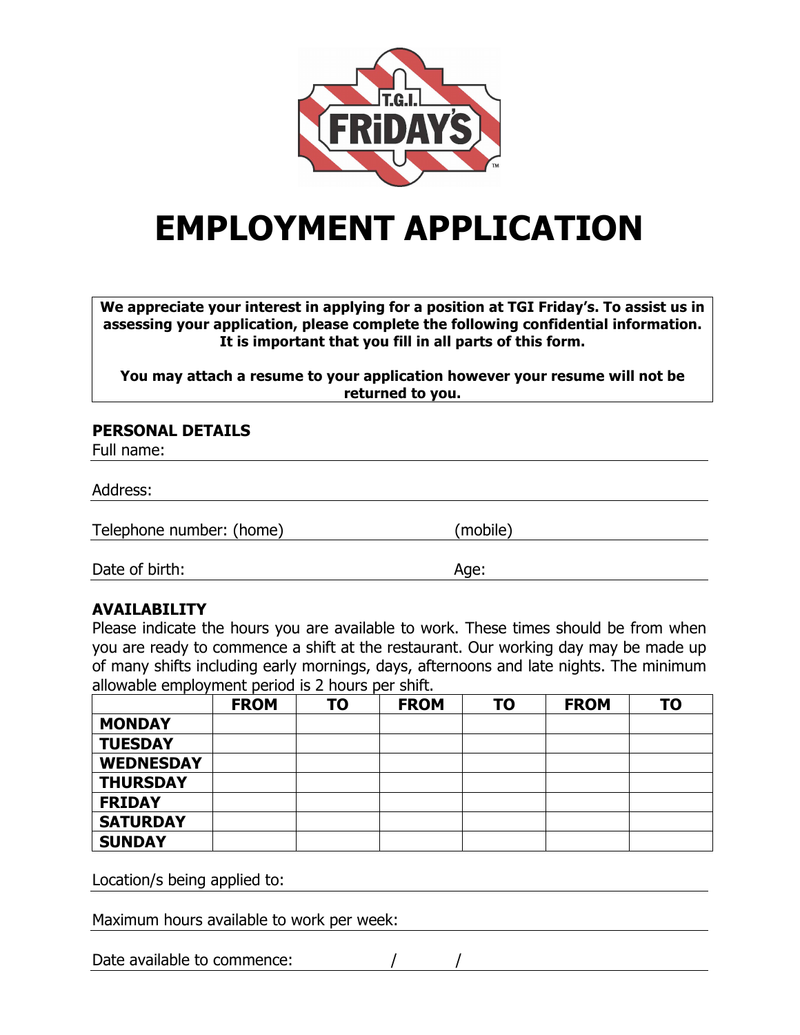# EMPLOYMENT APPLICATION

**We appreciate your interest in applying for a position at TGI Friday's. To assist us in assessing your application, please complete the following confidential information. It is important that you fill in all parts of this form.**

**You may attach a resume to your application however your resume will not be returned to you.**

## PERSONAL DETAILS

Full name:

Address:

Telephone number: (home) (mobile)

Date of birth: Age:

## AVAILABILITY

Please indicate the hours you are available to work. These times should be from when you are ready to commence a shift at the restaurant. Our working day may be made up of many shifts including early mornings, days, afternoons and late nights. The minimum allowable employment period is 2 hours per shift.

| | FROM | TO | FROM | TO | FROM | TO |
|---|---|---|---|---|---|---|
| **MONDAY** | | | | | | |
| **TUESDAY** | | | | | | |
| **WEDNESDAY** | | | | | | |
| **THURSDAY** | | | | | | |
| **FRIDAY** | | | | | | |
| **SATURDAY** | | | | | | |
| **SUNDAY** | | | | | | |

Location/s being applied to:

Maximum hours available to work per week:

Date available to commence: / /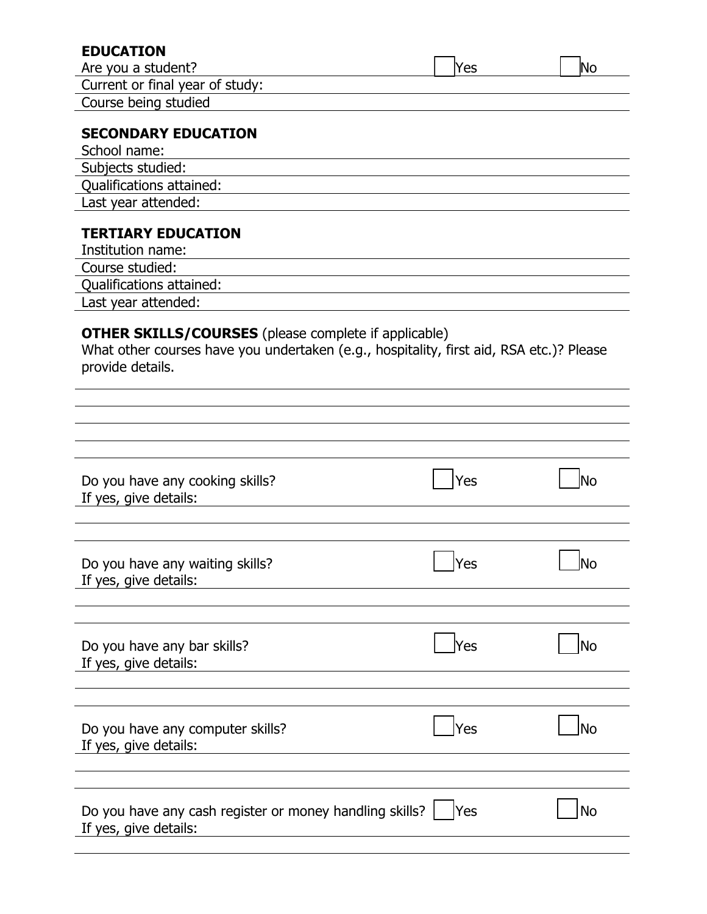## EDUCATION

Are you a student? ☐ Yes ☐ No

Current or final year of study:

Course being studied

## SECONDARY EDUCATION

School name:

Subjects studied:

Qualifications attained:

Last year attended:

## TERTIARY EDUCATION

Institution name:

Course studied:

Qualifications attained:

Last year attended:

**OTHER SKILLS/COURSES** (please complete if applicable)

What other courses have you undertaken (e.g., hospitality, first aid, RSA etc.)? Please provide details.

Do you have any cooking skills? ☐ Yes ☐ No

If yes, give details:

Do you have any waiting skills? ☐ Yes ☐ No

If yes, give details:

Do you have any bar skills? ☐ Yes ☐ No

If yes, give details:

Do you have any computer skills? ☐ Yes ☐ No

If yes, give details:

Do you have any cash register or money handling skills? ☐ Yes ☐ No

If yes, give details: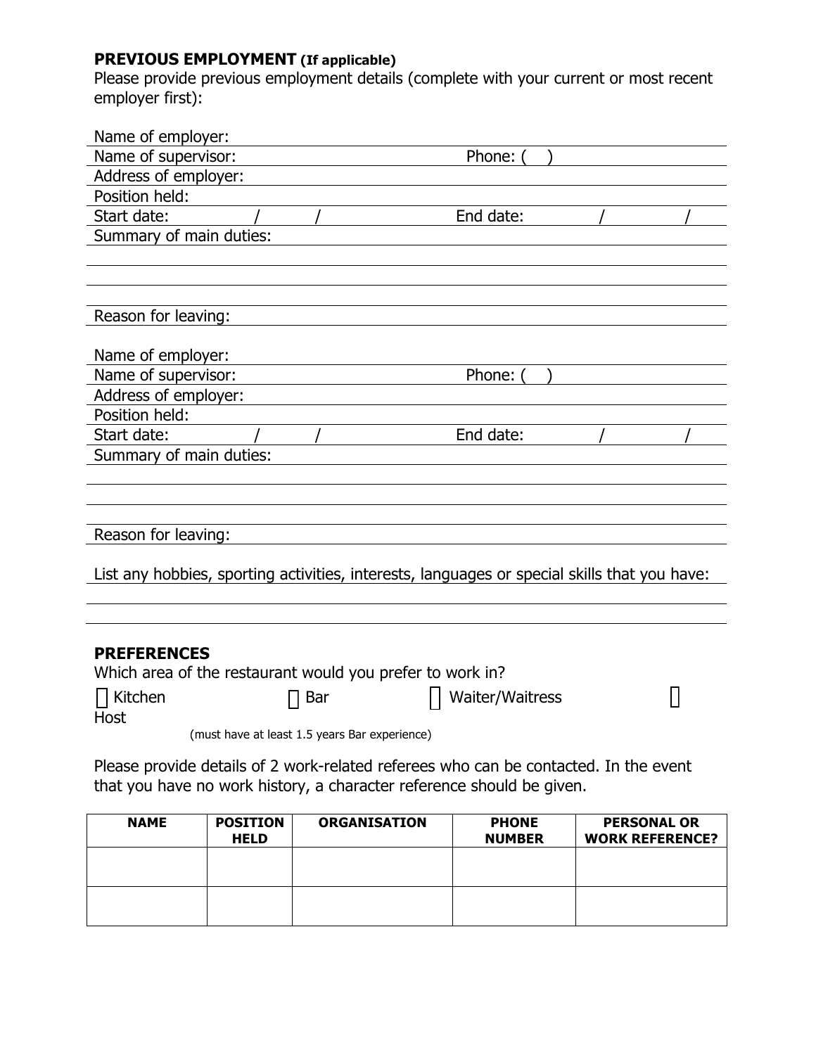### **PREVIOUS EMPLOYMENT** (If applicable)

Please provide previous employment details (complete with your current or most recent employer first):

Name of employer:

Name of supervisor: Phone: ( )

Address of employer:

Position held:

Start date: / / End date: / /

Summary of main duties:

Reason for leaving:

Name of employer:

Name of supervisor: Phone: ( )

Address of employer:

Position held:

Start date: / / End date: / /

Summary of main duties:

Reason for leaving:

List any hobbies, sporting activities, interests, languages or special skills that you have:

### **PREFERENCES**

Which area of the restaurant would you prefer to work in?

☐ Kitchen ☐ Bar ☐ Waiter/Waitress ☐ Host

(must have at least 1.5 years Bar experience)

Please provide details of 2 work-related referees who can be contacted. In the event that you have no work history, a character reference should be given.

| NAME | POSITION HELD | ORGANISATION | PHONE NUMBER | PERSONAL OR WORK REFERENCE? |
|---|---|---|---|---|
| | | | | |
| | | | | |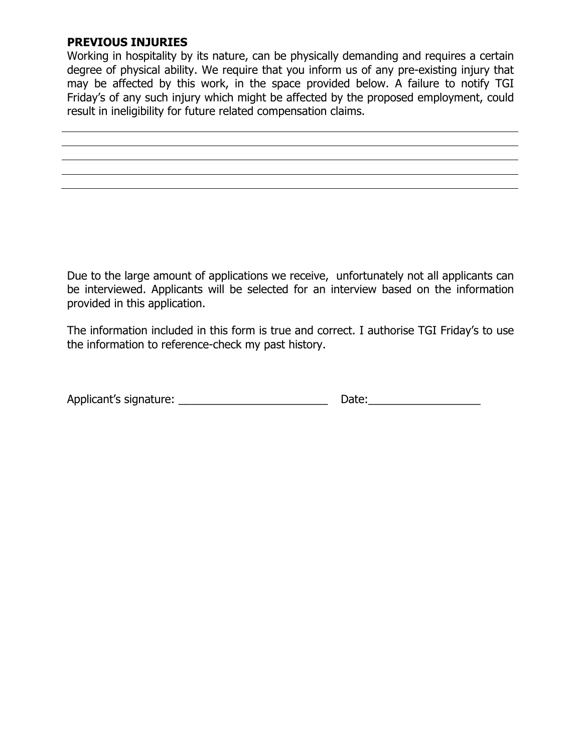**PREVIOUS INJURIES**

Working in hospitality by its nature, can be physically demanding and requires a certain degree of physical ability. We require that you inform us of any pre-existing injury that may be affected by this work, in the space provided below. A failure to notify TGI Friday's of any such injury which might be affected by the proposed employment, could result in ineligibility for future related compensation claims.

\_\_\_\_\_\_\_\_\_\_\_\_\_\_\_\_\_\_\_\_\_\_\_\_\_\_\_\_\_\_\_\_\_\_\_\_\_\_\_\_\_\_\_\_\_\_\_\_\_\_\_\_\_\_\_\_\_\_\_\_\_\_\_\_\_\_\_\_\_\_\_\_\_\_\_\_

\_\_\_\_\_\_\_\_\_\_\_\_\_\_\_\_\_\_\_\_\_\_\_\_\_\_\_\_\_\_\_\_\_\_\_\_\_\_\_\_\_\_\_\_\_\_\_\_\_\_\_\_\_\_\_\_\_\_\_\_\_\_\_\_\_\_\_\_\_\_\_\_\_\_\_\_

\_\_\_\_\_\_\_\_\_\_\_\_\_\_\_\_\_\_\_\_\_\_\_\_\_\_\_\_\_\_\_\_\_\_\_\_\_\_\_\_\_\_\_\_\_\_\_\_\_\_\_\_\_\_\_\_\_\_\_\_\_\_\_\_\_\_\_\_\_\_\_\_\_\_\_\_

\_\_\_\_\_\_\_\_\_\_\_\_\_\_\_\_\_\_\_\_\_\_\_\_\_\_\_\_\_\_\_\_\_\_\_\_\_\_\_\_\_\_\_\_\_\_\_\_\_\_\_\_\_\_\_\_\_\_\_\_\_\_\_\_\_\_\_\_\_\_\_\_\_\_\_\_

\_\_\_\_\_\_\_\_\_\_\_\_\_\_\_\_\_\_\_\_\_\_\_\_\_\_\_\_\_\_\_\_\_\_\_\_\_\_\_\_\_\_\_\_\_\_\_\_\_\_\_\_\_\_\_\_\_\_\_\_\_\_\_\_\_\_\_\_\_\_\_\_\_\_\_\_

Due to the large amount of applications we receive, unfortunately not all applicants can be interviewed. Applicants will be selected for an interview based on the information provided in this application.

The information included in this form is true and correct. I authorise TGI Friday's to use the information to reference-check my past history.

Applicant's signature: \_\_\_\_\_\_\_\_\_\_\_\_\_\_\_\_\_\_\_\_\_\_\_\_\_ Date:\_\_\_\_\_\_\_\_\_\_\_\_\_\_\_\_\_\_